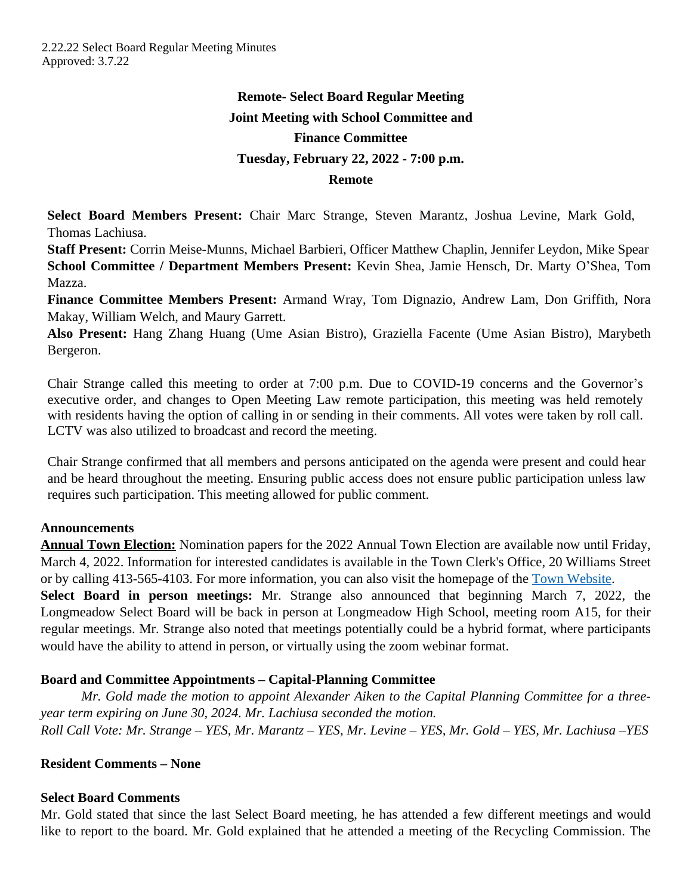2.22.22 Select Board Regular Meeting Minutes
Approved: 3.7.22

# Remote- Select Board Regular Meeting
# Joint Meeting with School Committee and Finance Committee
# Tuesday, February 22, 2022 - 7:00 p.m.
# Remote

**Select Board Members Present:** Chair Marc Strange, Steven Marantz, Joshua Levine, Mark Gold, Thomas Lachiusa.
**Staff Present:** Corrin Meise-Munns, Michael Barbieri, Officer Matthew Chaplin, Jennifer Leydon, Mike Spear
**School Committee / Department Members Present:** Kevin Shea, Jamie Hensch, Dr. Marty O'Shea, Tom Mazza.
**Finance Committee Members Present:** Armand Wray, Tom Dignazio, Andrew Lam, Don Griffith, Nora Makay, William Welch, and Maury Garrett.
**Also Present:** Hang Zhang Huang (Ume Asian Bistro), Graziella Facente (Ume Asian Bistro), Marybeth Bergeron.

Chair Strange called this meeting to order at 7:00 p.m. Due to COVID-19 concerns and the Governor's executive order, and changes to Open Meeting Law remote participation, this meeting was held remotely with residents having the option of calling in or sending in their comments. All votes were taken by roll call. LCTV was also utilized to broadcast and record the meeting.

Chair Strange confirmed that all members and persons anticipated on the agenda were present and could hear and be heard throughout the meeting. Ensuring public access does not ensure public participation unless law requires such participation. This meeting allowed for public comment.

## Announcements

**Annual Town Election:** Nomination papers for the 2022 Annual Town Election are available now until Friday, March 4, 2022. Information for interested candidates is available in the Town Clerk's Office, 20 Williams Street or by calling 413-565-4103. For more information, you can also visit the homepage of the Town Website.

**Select Board in person meetings:** Mr. Strange also announced that beginning March 7, 2022, the Longmeadow Select Board will be back in person at Longmeadow High School, meeting room A15, for their regular meetings. Mr. Strange also noted that meetings potentially could be a hybrid format, where participants would have the ability to attend in person, or virtually using the zoom webinar format.

## Board and Committee Appointments – Capital-Planning Committee

*Mr. Gold made the motion to appoint Alexander Aiken to the Capital Planning Committee for a three-year term expiring on June 30, 2024. Mr. Lachiusa seconded the motion.*
*Roll Call Vote: Mr. Strange – YES, Mr. Marantz – YES, Mr. Levine – YES, Mr. Gold – YES, Mr. Lachiusa –YES*

## Resident Comments – None

## Select Board Comments

Mr. Gold stated that since the last Select Board meeting, he has attended a few different meetings and would like to report to the board. Mr. Gold explained that he attended a meeting of the Recycling Commission. The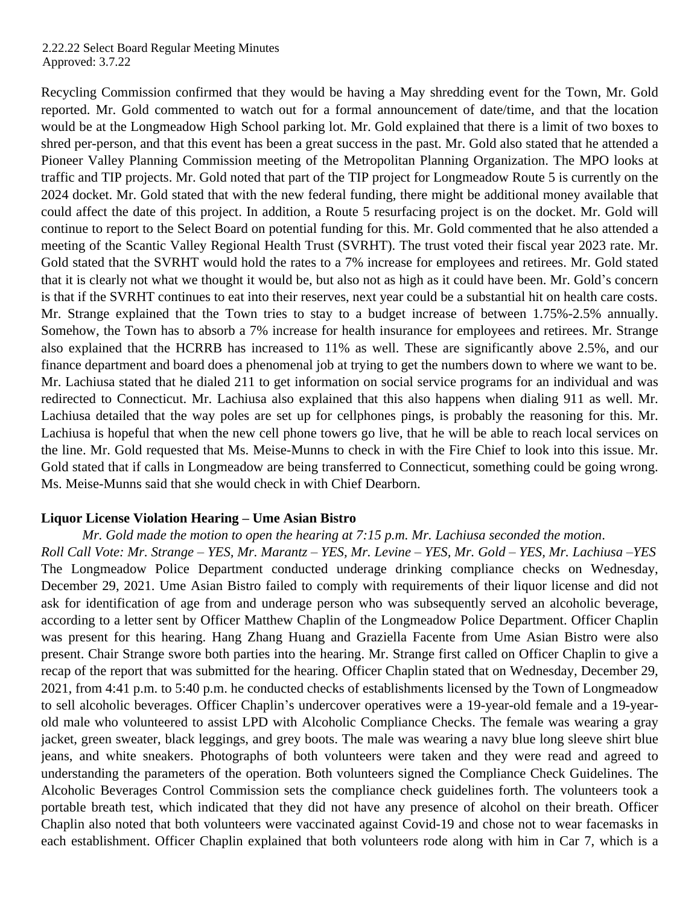Recycling Commission confirmed that they would be having a May shredding event for the Town, Mr. Gold reported. Mr. Gold commented to watch out for a formal announcement of date/time, and that the location would be at the Longmeadow High School parking lot. Mr. Gold explained that there is a limit of two boxes to shred per-person, and that this event has been a great success in the past. Mr. Gold also stated that he attended a Pioneer Valley Planning Commission meeting of the Metropolitan Planning Organization. The MPO looks at traffic and TIP projects. Mr. Gold noted that part of the TIP project for Longmeadow Route 5 is currently on the 2024 docket. Mr. Gold stated that with the new federal funding, there might be additional money available that could affect the date of this project. In addition, a Route 5 resurfacing project is on the docket. Mr. Gold will continue to report to the Select Board on potential funding for this. Mr. Gold commented that he also attended a meeting of the Scantic Valley Regional Health Trust (SVRHT). The trust voted their fiscal year 2023 rate. Mr. Gold stated that the SVRHT would hold the rates to a 7% increase for employees and retirees. Mr. Gold stated that it is clearly not what we thought it would be, but also not as high as it could have been. Mr. Gold's concern is that if the SVRHT continues to eat into their reserves, next year could be a substantial hit on health care costs. Mr. Strange explained that the Town tries to stay to a budget increase of between 1.75%-2.5% annually. Somehow, the Town has to absorb a 7% increase for health insurance for employees and retirees. Mr. Strange also explained that the HCRRB has increased to 11% as well. These are significantly above 2.5%, and our finance department and board does a phenomenal job at trying to get the numbers down to where we want to be. Mr. Lachiusa stated that he dialed 211 to get information on social service programs for an individual and was redirected to Connecticut. Mr. Lachiusa also explained that this also happens when dialing 911 as well. Mr. Lachiusa detailed that the way poles are set up for cellphones pings, is probably the reasoning for this. Mr. Lachiusa is hopeful that when the new cell phone towers go live, that he will be able to reach local services on the line. Mr. Gold requested that Ms. Meise-Munns to check in with the Fire Chief to look into this issue. Mr. Gold stated that if calls in Longmeadow are being transferred to Connecticut, something could be going wrong. Ms. Meise-Munns said that she would check in with Chief Dearborn.

**Liquor License Violation Hearing – Ume Asian Bistro**

*Mr. Gold made the motion to open the hearing at 7:15 p.m. Mr. Lachiusa seconded the motion.*
*Roll Call Vote: Mr. Strange – YES, Mr. Marantz – YES, Mr. Levine – YES, Mr. Gold – YES, Mr. Lachiusa –YES*

The Longmeadow Police Department conducted underage drinking compliance checks on Wednesday, December 29, 2021. Ume Asian Bistro failed to comply with requirements of their liquor license and did not ask for identification of age from and underage person who was subsequently served an alcoholic beverage, according to a letter sent by Officer Matthew Chaplin of the Longmeadow Police Department. Officer Chaplin was present for this hearing. Hang Zhang Huang and Graziella Facente from Ume Asian Bistro were also present. Chair Strange swore both parties into the hearing. Mr. Strange first called on Officer Chaplin to give a recap of the report that was submitted for the hearing. Officer Chaplin stated that on Wednesday, December 29, 2021, from 4:41 p.m. to 5:40 p.m. he conducted checks of establishments licensed by the Town of Longmeadow to sell alcoholic beverages. Officer Chaplin's undercover operatives were a 19-year-old female and a 19-year-old male who volunteered to assist LPD with Alcoholic Compliance Checks. The female was wearing a gray jacket, green sweater, black leggings, and grey boots. The male was wearing a navy blue long sleeve shirt blue jeans, and white sneakers. Photographs of both volunteers were taken and they were read and agreed to understanding the parameters of the operation. Both volunteers signed the Compliance Check Guidelines. The Alcoholic Beverages Control Commission sets the compliance check guidelines forth. The volunteers took a portable breath test, which indicated that they did not have any presence of alcohol on their breath. Officer Chaplin also noted that both volunteers were vaccinated against Covid-19 and chose not to wear facemasks in each establishment. Officer Chaplin explained that both volunteers rode along with him in Car 7, which is a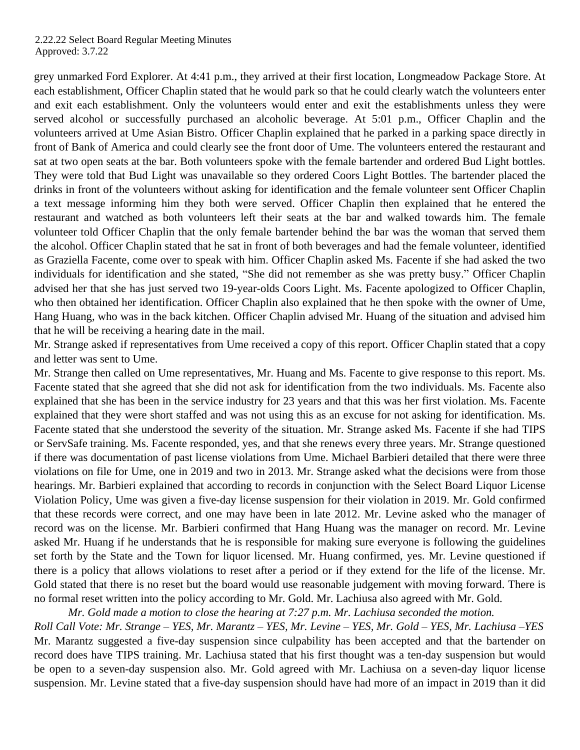grey unmarked Ford Explorer. At 4:41 p.m., they arrived at their first location, Longmeadow Package Store. At each establishment, Officer Chaplin stated that he would park so that he could clearly watch the volunteers enter and exit each establishment. Only the volunteers would enter and exit the establishments unless they were served alcohol or successfully purchased an alcoholic beverage. At 5:01 p.m., Officer Chaplin and the volunteers arrived at Ume Asian Bistro. Officer Chaplin explained that he parked in a parking space directly in front of Bank of America and could clearly see the front door of Ume. The volunteers entered the restaurant and sat at two open seats at the bar. Both volunteers spoke with the female bartender and ordered Bud Light bottles. They were told that Bud Light was unavailable so they ordered Coors Light Bottles. The bartender placed the drinks in front of the volunteers without asking for identification and the female volunteer sent Officer Chaplin a text message informing him they both were served. Officer Chaplin then explained that he entered the restaurant and watched as both volunteers left their seats at the bar and walked towards him. The female volunteer told Officer Chaplin that the only female bartender behind the bar was the woman that served them the alcohol. Officer Chaplin stated that he sat in front of both beverages and had the female volunteer, identified as Graziella Facente, come over to speak with him. Officer Chaplin asked Ms. Facente if she had asked the two individuals for identification and she stated, "She did not remember as she was pretty busy." Officer Chaplin advised her that she has just served two 19-year-olds Coors Light. Ms. Facente apologized to Officer Chaplin, who then obtained her identification. Officer Chaplin also explained that he then spoke with the owner of Ume, Hang Huang, who was in the back kitchen. Officer Chaplin advised Mr. Huang of the situation and advised him that he will be receiving a hearing date in the mail.

Mr. Strange asked if representatives from Ume received a copy of this report. Officer Chaplin stated that a copy and letter was sent to Ume.

Mr. Strange then called on Ume representatives, Mr. Huang and Ms. Facente to give response to this report. Ms. Facente stated that she agreed that she did not ask for identification from the two individuals. Ms. Facente also explained that she has been in the service industry for 23 years and that this was her first violation. Ms. Facente explained that they were short staffed and was not using this as an excuse for not asking for identification. Ms. Facente stated that she understood the severity of the situation. Mr. Strange asked Ms. Facente if she had TIPS or ServSafe training. Ms. Facente responded, yes, and that she renews every three years. Mr. Strange questioned if there was documentation of past license violations from Ume. Michael Barbieri detailed that there were three violations on file for Ume, one in 2019 and two in 2013. Mr. Strange asked what the decisions were from those hearings. Mr. Barbieri explained that according to records in conjunction with the Select Board Liquor License Violation Policy, Ume was given a five-day license suspension for their violation in 2019. Mr. Gold confirmed that these records were correct, and one may have been in late 2012. Mr. Levine asked who the manager of record was on the license. Mr. Barbieri confirmed that Hang Huang was the manager on record. Mr. Levine asked Mr. Huang if he understands that he is responsible for making sure everyone is following the guidelines set forth by the State and the Town for liquor licensed. Mr. Huang confirmed, yes. Mr. Levine questioned if there is a policy that allows violations to reset after a period or if they extend for the life of the license. Mr. Gold stated that there is no reset but the board would use reasonable judgement with moving forward. There is no formal reset written into the policy according to Mr. Gold. Mr. Lachiusa also agreed with Mr. Gold.

*Mr. Gold made a motion to close the hearing at 7:27 p.m. Mr. Lachiusa seconded the motion.*

*Roll Call Vote: Mr. Strange – YES, Mr. Marantz – YES, Mr. Levine – YES, Mr. Gold – YES, Mr. Lachiusa –YES*

Mr. Marantz suggested a five-day suspension since culpability has been accepted and that the bartender on record does have TIPS training. Mr. Lachiusa stated that his first thought was a ten-day suspension but would be open to a seven-day suspension also. Mr. Gold agreed with Mr. Lachiusa on a seven-day liquor license suspension. Mr. Levine stated that a five-day suspension should have had more of an impact in 2019 than it did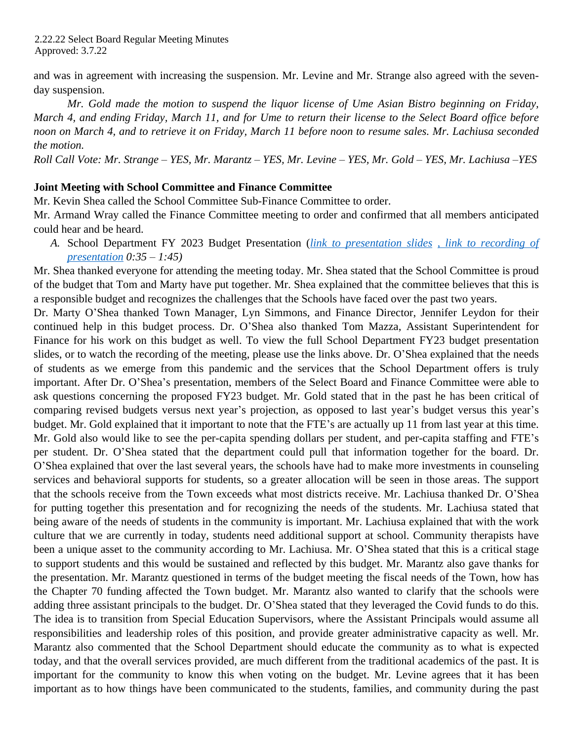and was in agreement with increasing the suspension. Mr. Levine and Mr. Strange also agreed with the seven-day suspension.

*Mr. Gold made the motion to suspend the liquor license of Ume Asian Bistro beginning on Friday, March 4, and ending Friday, March 11, and for Ume to return their license to the Select Board office before noon on March 4, and to retrieve it on Friday, March 11 before noon to resume sales. Mr. Lachiusa seconded the motion.*

*Roll Call Vote: Mr. Strange – YES, Mr. Marantz – YES, Mr. Levine – YES, Mr. Gold – YES, Mr. Lachiusa –YES*

**Joint Meeting with School Committee and Finance Committee**

Mr. Kevin Shea called the School Committee Sub-Finance Committee to order.

Mr. Armand Wray called the Finance Committee meeting to order and confirmed that all members anticipated could hear and be heard.

*A.* School Department FY 2023 Budget Presentation (*link to presentation slides , link to recording of presentation 0:35 – 1:45)*

Mr. Shea thanked everyone for attending the meeting today. Mr. Shea stated that the School Committee is proud of the budget that Tom and Marty have put together. Mr. Shea explained that the committee believes that this is a responsible budget and recognizes the challenges that the Schools have faced over the past two years.

Dr. Marty O'Shea thanked Town Manager, Lyn Simmons, and Finance Director, Jennifer Leydon for their continued help in this budget process. Dr. O'Shea also thanked Tom Mazza, Assistant Superintendent for Finance for his work on this budget as well. To view the full School Department FY23 budget presentation slides, or to watch the recording of the meeting, please use the links above. Dr. O'Shea explained that the needs of students as we emerge from this pandemic and the services that the School Department offers is truly important. After Dr. O'Shea's presentation, members of the Select Board and Finance Committee were able to ask questions concerning the proposed FY23 budget. Mr. Gold stated that in the past he has been critical of comparing revised budgets versus next year's projection, as opposed to last year's budget versus this year's budget. Mr. Gold explained that it important to note that the FTE's are actually up 11 from last year at this time. Mr. Gold also would like to see the per-capita spending dollars per student, and per-capita staffing and FTE's per student. Dr. O'Shea stated that the department could pull that information together for the board. Dr. O'Shea explained that over the last several years, the schools have had to make more investments in counseling services and behavioral supports for students, so a greater allocation will be seen in those areas. The support that the schools receive from the Town exceeds what most districts receive. Mr. Lachiusa thanked Dr. O'Shea for putting together this presentation and for recognizing the needs of the students. Mr. Lachiusa stated that being aware of the needs of students in the community is important. Mr. Lachiusa explained that with the work culture that we are currently in today, students need additional support at school. Community therapists have been a unique asset to the community according to Mr. Lachiusa. Mr. O'Shea stated that this is a critical stage to support students and this would be sustained and reflected by this budget. Mr. Marantz also gave thanks for the presentation. Mr. Marantz questioned in terms of the budget meeting the fiscal needs of the Town, how has the Chapter 70 funding affected the Town budget. Mr. Marantz also wanted to clarify that the schools were adding three assistant principals to the budget. Dr. O'Shea stated that they leveraged the Covid funds to do this. The idea is to transition from Special Education Supervisors, where the Assistant Principals would assume all responsibilities and leadership roles of this position, and provide greater administrative capacity as well. Mr. Marantz also commented that the School Department should educate the community as to what is expected today, and that the overall services provided, are much different from the traditional academics of the past. It is important for the community to know this when voting on the budget. Mr. Levine agrees that it has been important as to how things have been communicated to the students, families, and community during the past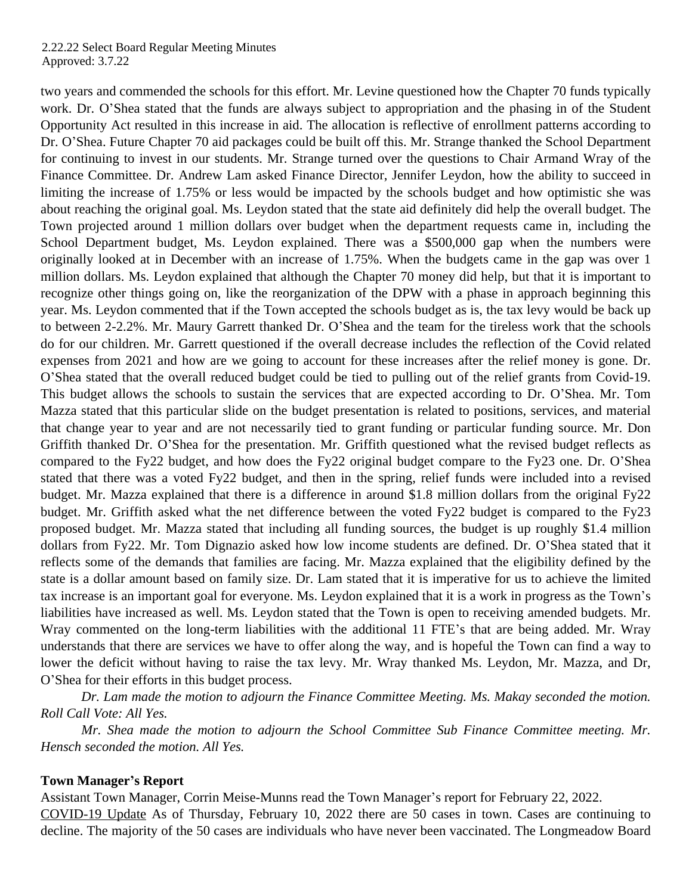two years and commended the schools for this effort. Mr. Levine questioned how the Chapter 70 funds typically work. Dr. O'Shea stated that the funds are always subject to appropriation and the phasing in of the Student Opportunity Act resulted in this increase in aid. The allocation is reflective of enrollment patterns according to Dr. O'Shea. Future Chapter 70 aid packages could be built off this. Mr. Strange thanked the School Department for continuing to invest in our students. Mr. Strange turned over the questions to Chair Armand Wray of the Finance Committee. Dr. Andrew Lam asked Finance Director, Jennifer Leydon, how the ability to succeed in limiting the increase of 1.75% or less would be impacted by the schools budget and how optimistic she was about reaching the original goal. Ms. Leydon stated that the state aid definitely did help the overall budget. The Town projected around 1 million dollars over budget when the department requests came in, including the School Department budget, Ms. Leydon explained. There was a $500,000 gap when the numbers were originally looked at in December with an increase of 1.75%. When the budgets came in the gap was over 1 million dollars. Ms. Leydon explained that although the Chapter 70 money did help, but that it is important to recognize other things going on, like the reorganization of the DPW with a phase in approach beginning this year. Ms. Leydon commented that if the Town accepted the schools budget as is, the tax levy would be back up to between 2-2.2%. Mr. Maury Garrett thanked Dr. O'Shea and the team for the tireless work that the schools do for our children. Mr. Garrett questioned if the overall decrease includes the reflection of the Covid related expenses from 2021 and how are we going to account for these increases after the relief money is gone. Dr. O'Shea stated that the overall reduced budget could be tied to pulling out of the relief grants from Covid-19. This budget allows the schools to sustain the services that are expected according to Dr. O'Shea. Mr. Tom Mazza stated that this particular slide on the budget presentation is related to positions, services, and material that change year to year and are not necessarily tied to grant funding or particular funding source. Mr. Don Griffith thanked Dr. O'Shea for the presentation. Mr. Griffith questioned what the revised budget reflects as compared to the Fy22 budget, and how does the Fy22 original budget compare to the Fy23 one. Dr. O'Shea stated that there was a voted Fy22 budget, and then in the spring, relief funds were included into a revised budget. Mr. Mazza explained that there is a difference in around $1.8 million dollars from the original Fy22 budget. Mr. Griffith asked what the net difference between the voted Fy22 budget is compared to the Fy23 proposed budget. Mr. Mazza stated that including all funding sources, the budget is up roughly $1.4 million dollars from Fy22. Mr. Tom Dignazio asked how low income students are defined. Dr. O'Shea stated that it reflects some of the demands that families are facing. Mr. Mazza explained that the eligibility defined by the state is a dollar amount based on family size. Dr. Lam stated that it is imperative for us to achieve the limited tax increase is an important goal for everyone. Ms. Leydon explained that it is a work in progress as the Town's liabilities have increased as well. Ms. Leydon stated that the Town is open to receiving amended budgets. Mr. Wray commented on the long-term liabilities with the additional 11 FTE's that are being added. Mr. Wray understands that there are services we have to offer along the way, and is hopeful the Town can find a way to lower the deficit without having to raise the tax levy. Mr. Wray thanked Ms. Leydon, Mr. Mazza, and Dr, O'Shea for their efforts in this budget process.

*Dr. Lam made the motion to adjourn the Finance Committee Meeting. Ms. Makay seconded the motion. Roll Call Vote: All Yes.*

*Mr. Shea made the motion to adjourn the School Committee Sub Finance Committee meeting. Mr. Hensch seconded the motion. All Yes.*

**Town Manager's Report**

Assistant Town Manager, Corrin Meise-Munns read the Town Manager's report for February 22, 2022.

COVID-19 Update As of Thursday, February 10, 2022 there are 50 cases in town. Cases are continuing to decline. The majority of the 50 cases are individuals who have never been vaccinated. The Longmeadow Board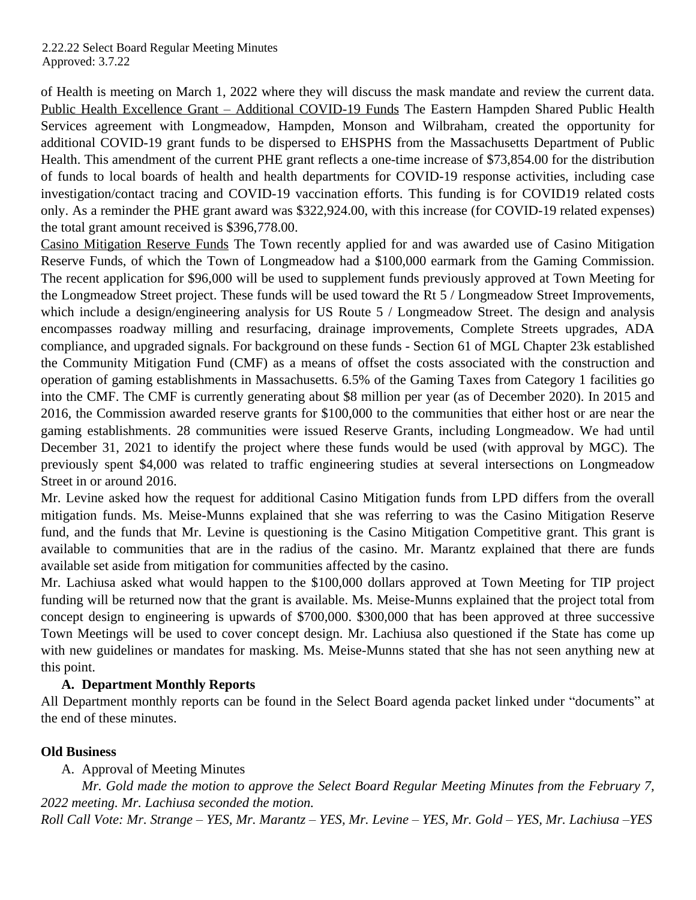of Health is meeting on March 1, 2022 where they will discuss the mask mandate and review the current data. Public Health Excellence Grant – Additional COVID-19 Funds The Eastern Hampden Shared Public Health Services agreement with Longmeadow, Hampden, Monson and Wilbraham, created the opportunity for additional COVID-19 grant funds to be dispersed to EHSPHS from the Massachusetts Department of Public Health. This amendment of the current PHE grant reflects a one-time increase of $73,854.00 for the distribution of funds to local boards of health and health departments for COVID-19 response activities, including case investigation/contact tracing and COVID-19 vaccination efforts. This funding is for COVID19 related costs only. As a reminder the PHE grant award was $322,924.00, with this increase (for COVID-19 related expenses) the total grant amount received is $396,778.00.

Casino Mitigation Reserve Funds The Town recently applied for and was awarded use of Casino Mitigation Reserve Funds, of which the Town of Longmeadow had a $100,000 earmark from the Gaming Commission. The recent application for $96,000 will be used to supplement funds previously approved at Town Meeting for the Longmeadow Street project. These funds will be used toward the Rt 5 / Longmeadow Street Improvements, which include a design/engineering analysis for US Route 5 / Longmeadow Street. The design and analysis encompasses roadway milling and resurfacing, drainage improvements, Complete Streets upgrades, ADA compliance, and upgraded signals. For background on these funds - Section 61 of MGL Chapter 23k established the Community Mitigation Fund (CMF) as a means of offset the costs associated with the construction and operation of gaming establishments in Massachusetts. 6.5% of the Gaming Taxes from Category 1 facilities go into the CMF. The CMF is currently generating about $8 million per year (as of December 2020). In 2015 and 2016, the Commission awarded reserve grants for $100,000 to the communities that either host or are near the gaming establishments. 28 communities were issued Reserve Grants, including Longmeadow. We had until December 31, 2021 to identify the project where these funds would be used (with approval by MGC). The previously spent $4,000 was related to traffic engineering studies at several intersections on Longmeadow Street in or around 2016.

Mr. Levine asked how the request for additional Casino Mitigation funds from LPD differs from the overall mitigation funds. Ms. Meise-Munns explained that she was referring to was the Casino Mitigation Reserve fund, and the funds that Mr. Levine is questioning is the Casino Mitigation Competitive grant. This grant is available to communities that are in the radius of the casino. Mr. Marantz explained that there are funds available set aside from mitigation for communities affected by the casino.

Mr. Lachiusa asked what would happen to the $100,000 dollars approved at Town Meeting for TIP project funding will be returned now that the grant is available. Ms. Meise-Munns explained that the project total from concept design to engineering is upwards of $700,000. $300,000 that has been approved at three successive Town Meetings will be used to cover concept design. Mr. Lachiusa also questioned if the State has come up with new guidelines or mandates for masking. Ms. Meise-Munns stated that she has not seen anything new at this point.

**A. Department Monthly Reports**

All Department monthly reports can be found in the Select Board agenda packet linked under "documents" at the end of these minutes.

**Old Business**

A. Approval of Meeting Minutes

*Mr. Gold made the motion to approve the Select Board Regular Meeting Minutes from the February 7, 2022 meeting. Mr. Lachiusa seconded the motion.*

*Roll Call Vote: Mr. Strange – YES, Mr. Marantz – YES, Mr. Levine – YES, Mr. Gold – YES, Mr. Lachiusa –YES*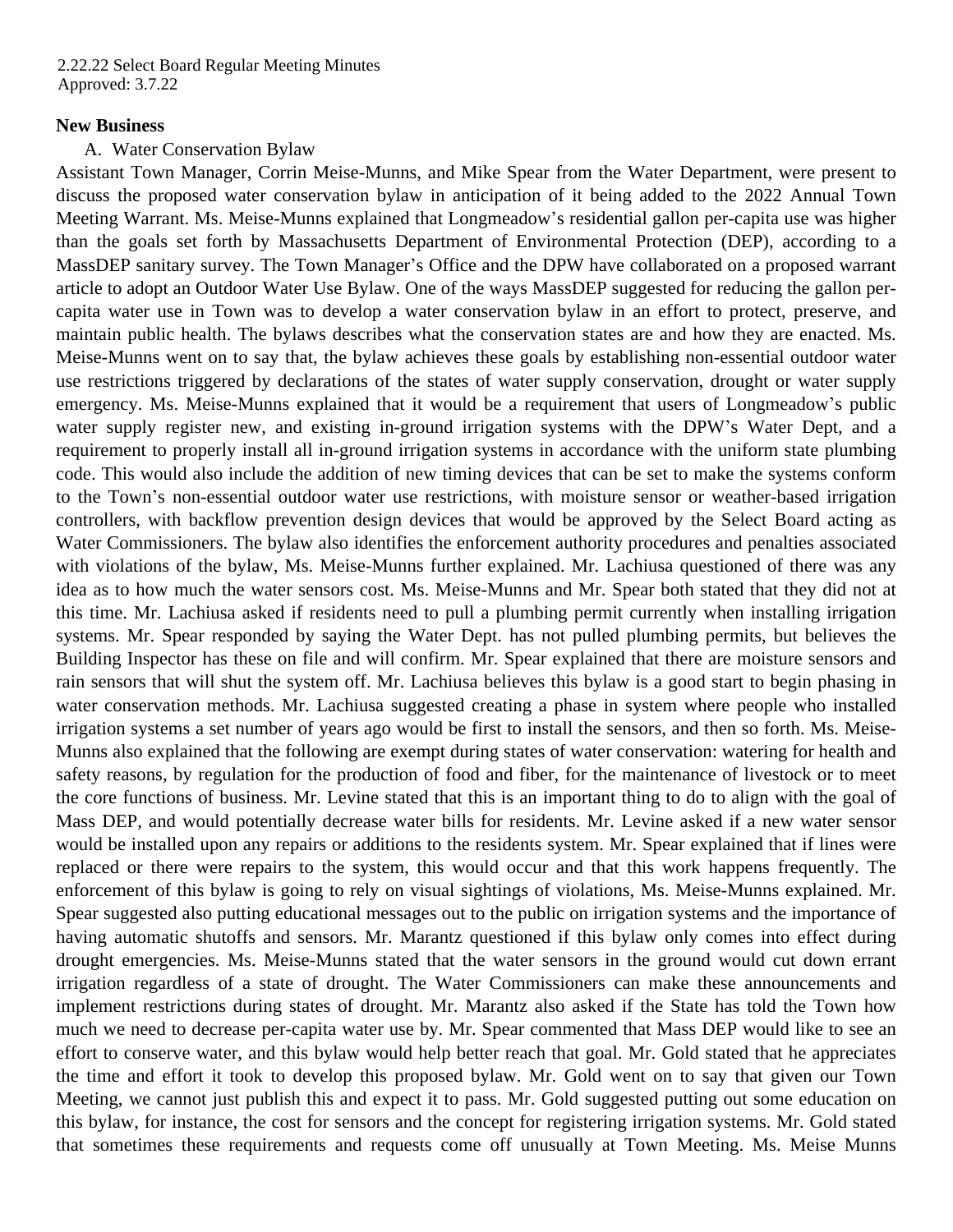2.22.22 Select Board Regular Meeting Minutes
Approved: 3.7.22

**New Business**

A. Water Conservation Bylaw

Assistant Town Manager, Corrin Meise-Munns, and Mike Spear from the Water Department, were present to discuss the proposed water conservation bylaw in anticipation of it being added to the 2022 Annual Town Meeting Warrant. Ms. Meise-Munns explained that Longmeadow's residential gallon per-capita use was higher than the goals set forth by Massachusetts Department of Environmental Protection (DEP), according to a MassDEP sanitary survey. The Town Manager's Office and the DPW have collaborated on a proposed warrant article to adopt an Outdoor Water Use Bylaw. One of the ways MassDEP suggested for reducing the gallon per-capita water use in Town was to develop a water conservation bylaw in an effort to protect, preserve, and maintain public health. The bylaws describes what the conservation states are and how they are enacted. Ms. Meise-Munns went on to say that, the bylaw achieves these goals by establishing non-essential outdoor water use restrictions triggered by declarations of the states of water supply conservation, drought or water supply emergency. Ms. Meise-Munns explained that it would be a requirement that users of Longmeadow's public water supply register new, and existing in-ground irrigation systems with the DPW's Water Dept, and a requirement to properly install all in-ground irrigation systems in accordance with the uniform state plumbing code. This would also include the addition of new timing devices that can be set to make the systems conform to the Town's non-essential outdoor water use restrictions, with moisture sensor or weather-based irrigation controllers, with backflow prevention design devices that would be approved by the Select Board acting as Water Commissioners. The bylaw also identifies the enforcement authority procedures and penalties associated with violations of the bylaw, Ms. Meise-Munns further explained. Mr. Lachiusa questioned of there was any idea as to how much the water sensors cost. Ms. Meise-Munns and Mr. Spear both stated that they did not at this time. Mr. Lachiusa asked if residents need to pull a plumbing permit currently when installing irrigation systems. Mr. Spear responded by saying the Water Dept. has not pulled plumbing permits, but believes the Building Inspector has these on file and will confirm. Mr. Spear explained that there are moisture sensors and rain sensors that will shut the system off. Mr. Lachiusa believes this bylaw is a good start to begin phasing in water conservation methods. Mr. Lachiusa suggested creating a phase in system where people who installed irrigation systems a set number of years ago would be first to install the sensors, and then so forth. Ms. Meise-Munns also explained that the following are exempt during states of water conservation: watering for health and safety reasons, by regulation for the production of food and fiber, for the maintenance of livestock or to meet the core functions of business. Mr. Levine stated that this is an important thing to do to align with the goal of Mass DEP, and would potentially decrease water bills for residents. Mr. Levine asked if a new water sensor would be installed upon any repairs or additions to the residents system. Mr. Spear explained that if lines were replaced or there were repairs to the system, this would occur and that this work happens frequently. The enforcement of this bylaw is going to rely on visual sightings of violations, Ms. Meise-Munns explained. Mr. Spear suggested also putting educational messages out to the public on irrigation systems and the importance of having automatic shutoffs and sensors. Mr. Marantz questioned if this bylaw only comes into effect during drought emergencies. Ms. Meise-Munns stated that the water sensors in the ground would cut down errant irrigation regardless of a state of drought. The Water Commissioners can make these announcements and implement restrictions during states of drought. Mr. Marantz also asked if the State has told the Town how much we need to decrease per-capita water use by. Mr. Spear commented that Mass DEP would like to see an effort to conserve water, and this bylaw would help better reach that goal. Mr. Gold stated that he appreciates the time and effort it took to develop this proposed bylaw. Mr. Gold went on to say that given our Town Meeting, we cannot just publish this and expect it to pass. Mr. Gold suggested putting out some education on this bylaw, for instance, the cost for sensors and the concept for registering irrigation systems. Mr. Gold stated that sometimes these requirements and requests come off unusually at Town Meeting. Ms. Meise Munns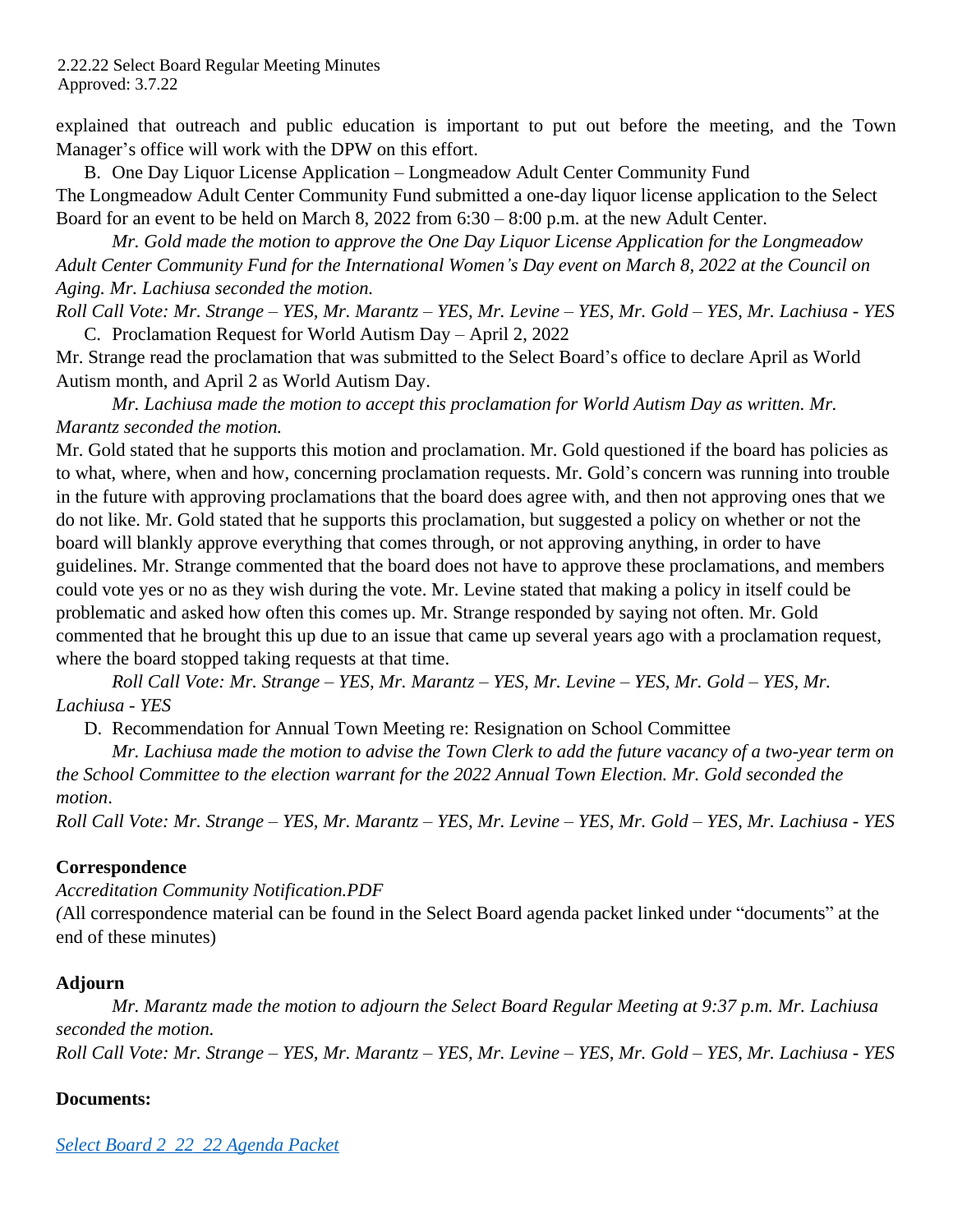explained that outreach and public education is important to put out before the meeting, and the Town Manager's office will work with the DPW on this effort.

B. One Day Liquor License Application – Longmeadow Adult Center Community Fund

The Longmeadow Adult Center Community Fund submitted a one-day liquor license application to the Select Board for an event to be held on March 8, 2022 from 6:30 – 8:00 p.m. at the new Adult Center.

*Mr. Gold made the motion to approve the One Day Liquor License Application for the Longmeadow Adult Center Community Fund for the International Women's Day event on March 8, 2022 at the Council on Aging. Mr. Lachiusa seconded the motion.*

*Roll Call Vote: Mr. Strange – YES, Mr. Marantz – YES, Mr. Levine – YES, Mr. Gold – YES, Mr. Lachiusa - YES*

C. Proclamation Request for World Autism Day – April 2, 2022

Mr. Strange read the proclamation that was submitted to the Select Board's office to declare April as World Autism month, and April 2 as World Autism Day.

*Mr. Lachiusa made the motion to accept this proclamation for World Autism Day as written. Mr. Marantz seconded the motion.*

Mr. Gold stated that he supports this motion and proclamation. Mr. Gold questioned if the board has policies as to what, where, when and how, concerning proclamation requests. Mr. Gold's concern was running into trouble in the future with approving proclamations that the board does agree with, and then not approving ones that we do not like. Mr. Gold stated that he supports this proclamation, but suggested a policy on whether or not the board will blankly approve everything that comes through, or not approving anything, in order to have guidelines. Mr. Strange commented that the board does not have to approve these proclamations, and members could vote yes or no as they wish during the vote. Mr. Levine stated that making a policy in itself could be problematic and asked how often this comes up. Mr. Strange responded by saying not often. Mr. Gold commented that he brought this up due to an issue that came up several years ago with a proclamation request, where the board stopped taking requests at that time.

*Roll Call Vote: Mr. Strange – YES, Mr. Marantz – YES, Mr. Levine – YES, Mr. Gold – YES, Mr. Lachiusa - YES*

D. Recommendation for Annual Town Meeting re: Resignation on School Committee

*Mr. Lachiusa made the motion to advise the Town Clerk to add the future vacancy of a two-year term on the School Committee to the election warrant for the 2022 Annual Town Election. Mr. Gold seconded the motion*.

*Roll Call Vote: Mr. Strange – YES, Mr. Marantz – YES, Mr. Levine – YES, Mr. Gold – YES, Mr. Lachiusa - YES*

**Correspondence**

*Accreditation Community Notification.PDF*

*(*All correspondence material can be found in the Select Board agenda packet linked under "documents" at the end of these minutes)

**Adjourn**

*Mr. Marantz made the motion to adjourn the Select Board Regular Meeting at 9:37 p.m. Mr. Lachiusa seconded the motion.*

*Roll Call Vote: Mr. Strange – YES, Mr. Marantz – YES, Mr. Levine – YES, Mr. Gold – YES, Mr. Lachiusa - YES*

**Documents:**

*Select Board 2_22_22 Agenda Packet*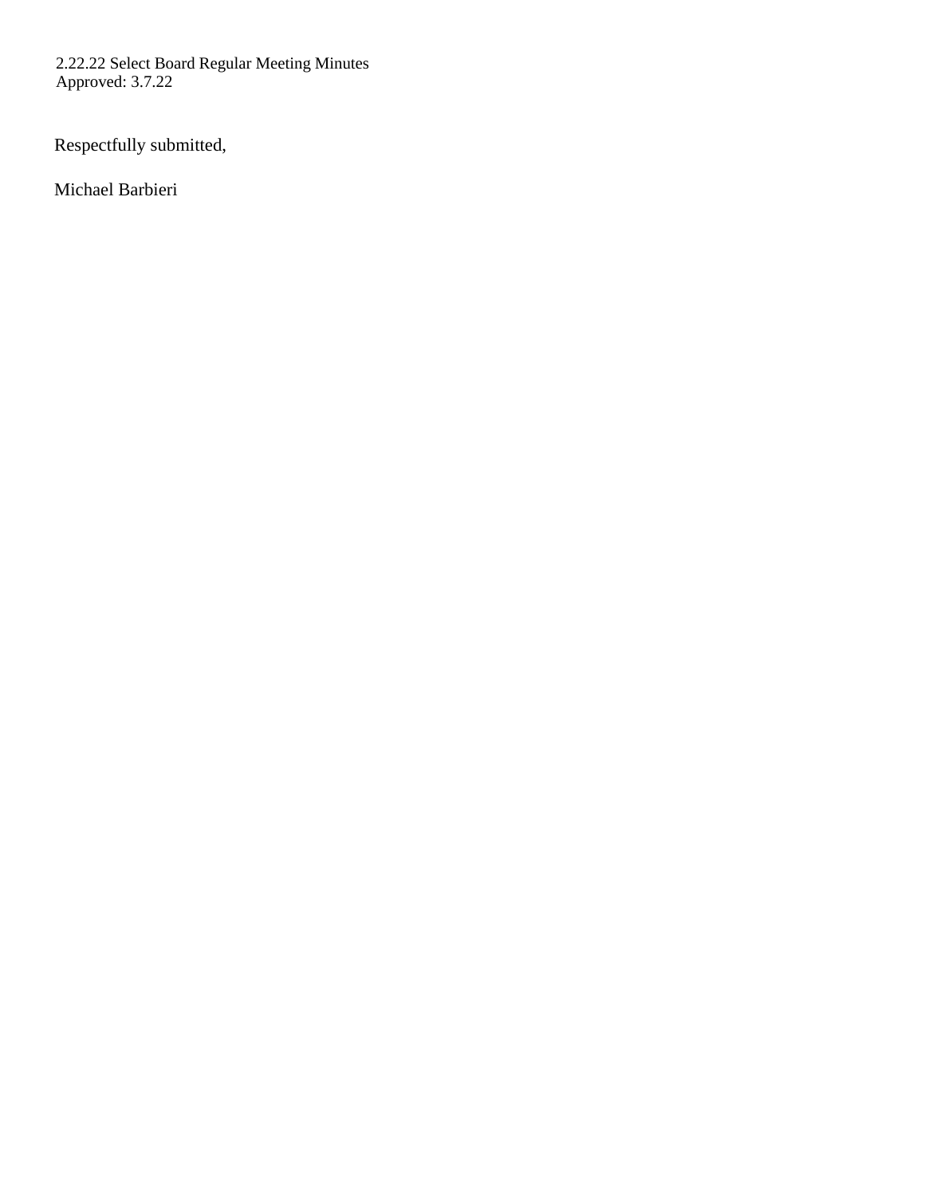Respectfully submitted,

Michael Barbieri